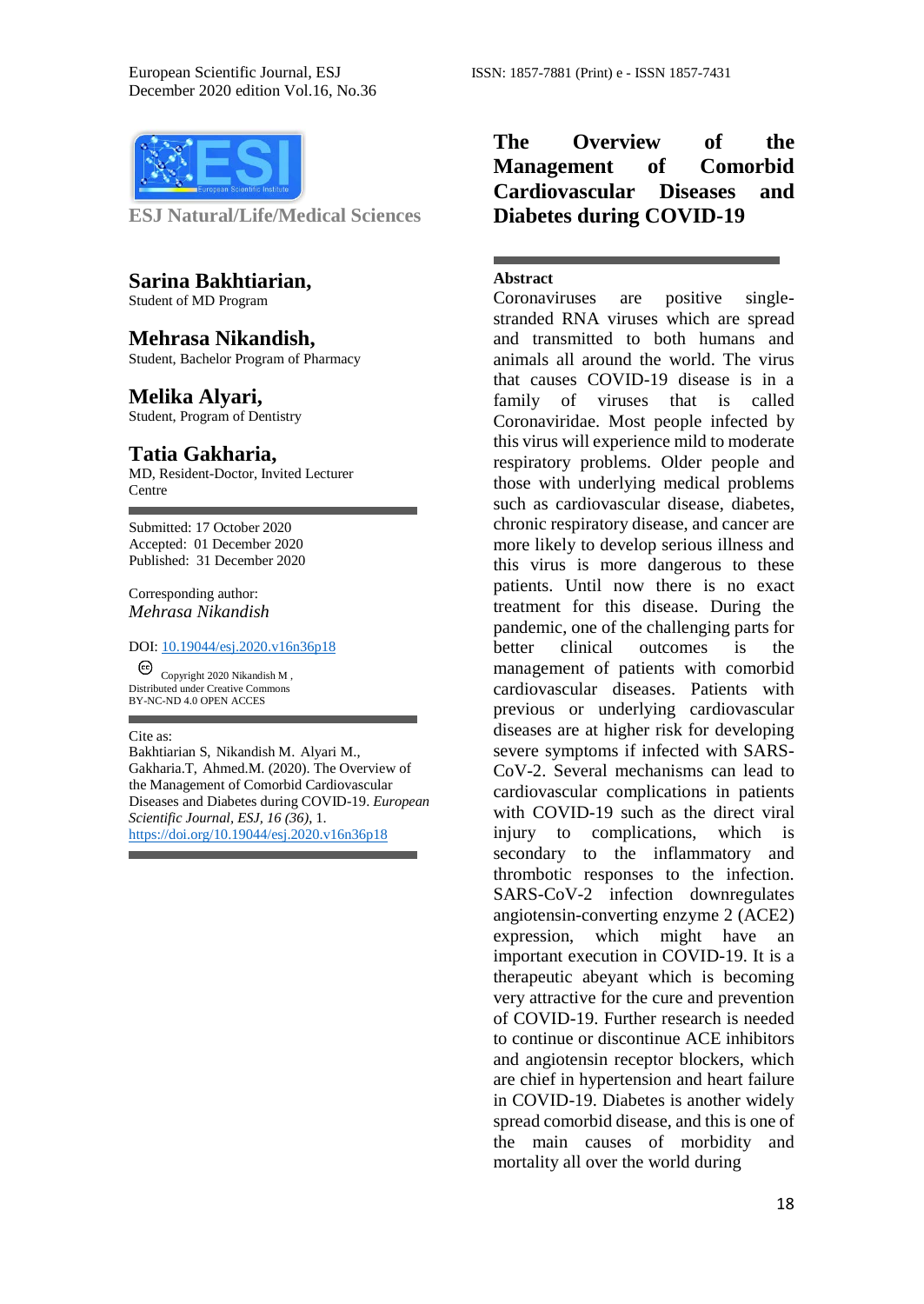ESJ Natural/Life/Medical Sciences

# The Overview of the Management of Comorbid Cardiovascular Diseases and Diabetes during COVID-19

**Sarina Bakhtiarian,**
Student of MD Program

**Mehrasa Nikandish,**
Student, Bachelor Program of Pharmacy

**Melika Alyari,**
Student, Program of Dentistry

**Tatia Gakharia,**
MD, Resident-Doctor, Invited Lecturer Centre

Submitted: 17 October 2020
Accepted: 01 December 2020
Published: 31 December 2020

Corresponding author:
*Mehrasa Nikandish*

DOI: 10.19044/esj.2020.v16n36p18

Copyright 2020 Nikandish M , Distributed under Creative Commons BY-NC-ND 4.0 OPEN ACCES

Cite as:
Bakhtiarian S, Nikandish M. Alyari M., Gakharia.T, Ahmed.M. (2020). The Overview of the Management of Comorbid Cardiovascular Diseases and Diabetes during COVID-19. *European Scientific Journal, ESJ, 16 (36)*, 1. https://doi.org/10.19044/esj.2020.v16n36p18

## Abstract

Coronaviruses are positive single-stranded RNA viruses which are spread and transmitted to both humans and animals all around the world. The virus that causes COVID-19 disease is in a family of viruses that is called Coronaviridae. Most people infected by this virus will experience mild to moderate respiratory problems. Older people and those with underlying medical problems such as cardiovascular disease, diabetes, chronic respiratory disease, and cancer are more likely to develop serious illness and this virus is more dangerous to these patients. Until now there is no exact treatment for this disease. During the pandemic, one of the challenging parts for better clinical outcomes is the management of patients with comorbid cardiovascular diseases. Patients with previous or underlying cardiovascular diseases are at higher risk for developing severe symptoms if infected with SARS-CoV-2. Several mechanisms can lead to cardiovascular complications in patients with COVID-19 such as the direct viral injury to complications, which is secondary to the inflammatory and thrombotic responses to the infection. SARS-CoV-2 infection downregulates angiotensin-converting enzyme 2 (ACE2) expression, which might have an important execution in COVID-19. It is a therapeutic abeyant which is becoming very attractive for the cure and prevention of COVID-19. Further research is needed to continue or discontinue ACE inhibitors and angiotensin receptor blockers, which are chief in hypertension and heart failure in COVID-19. Diabetes is another widely spread comorbid disease, and this is one of the main causes of morbidity and mortality all over the world during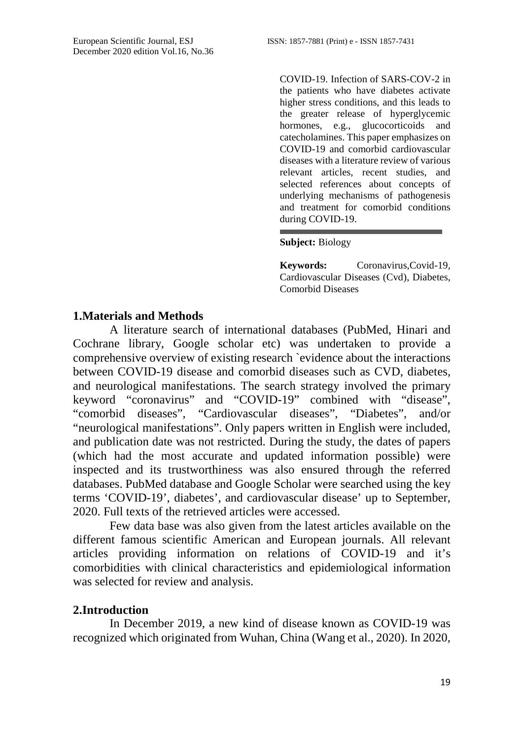COVID-19. Infection of SARS-COV-2 in the patients who have diabetes activate higher stress conditions, and this leads to the greater release of hyperglycemic hormones, e.g., glucocorticoids and catecholamines. This paper emphasizes on COVID-19 and comorbid cardiovascular diseases with a literature review of various relevant articles, recent studies, and selected references about concepts of underlying mechanisms of pathogenesis and treatment for comorbid conditions during COVID-19.

**Subject:** Biology

**Keywords:** Coronavirus,Covid-19, Cardiovascular Diseases (Cvd), Diabetes, Comorbid Diseases

## 1.Materials and Methods

A literature search of international databases (PubMed, Hinari and Cochrane library, Google scholar etc) was undertaken to provide a comprehensive overview of existing research `evidence about the interactions between COVID-19 disease and comorbid diseases such as CVD, diabetes, and neurological manifestations. The search strategy involved the primary keyword "coronavirus" and "COVID-19" combined with "disease", "comorbid diseases", "Cardiovascular diseases", "Diabetes", and/or "neurological manifestations". Only papers written in English were included, and publication date was not restricted. During the study, the dates of papers (which had the most accurate and updated information possible) were inspected and its trustworthiness was also ensured through the referred databases. PubMed database and Google Scholar were searched using the key terms 'COVID-19', diabetes', and cardiovascular disease' up to September, 2020. Full texts of the retrieved articles were accessed.

Few data base was also given from the latest articles available on the different famous scientific American and European journals. All relevant articles providing information on relations of COVID-19 and it's comorbidities with clinical characteristics and epidemiological information was selected for review and analysis.

## 2.Introduction

In December 2019, a new kind of disease known as COVID-19 was recognized which originated from Wuhan, China (Wang et al., 2020). In 2020,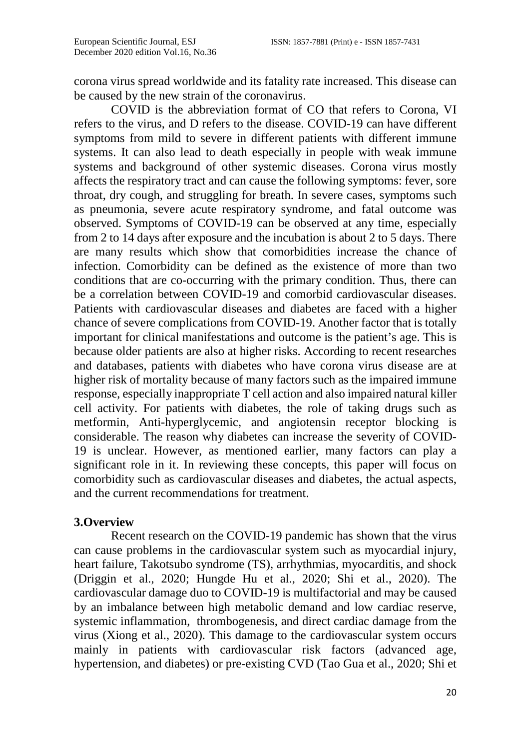corona virus spread worldwide and its fatality rate increased. This disease can be caused by the new strain of the coronavirus.

COVID is the abbreviation format of CO that refers to Corona, VI refers to the virus, and D refers to the disease. COVID-19 can have different symptoms from mild to severe in different patients with different immune systems. It can also lead to death especially in people with weak immune systems and background of other systemic diseases. Corona virus mostly affects the respiratory tract and can cause the following symptoms: fever, sore throat, dry cough, and struggling for breath. In severe cases, symptoms such as pneumonia, severe acute respiratory syndrome, and fatal outcome was observed. Symptoms of COVID-19 can be observed at any time, especially from 2 to 14 days after exposure and the incubation is about 2 to 5 days. There are many results which show that comorbidities increase the chance of infection. Comorbidity can be defined as the existence of more than two conditions that are co-occurring with the primary condition. Thus, there can be a correlation between COVID-19 and comorbid cardiovascular diseases. Patients with cardiovascular diseases and diabetes are faced with a higher chance of severe complications from COVID-19. Another factor that is totally important for clinical manifestations and outcome is the patient's age. This is because older patients are also at higher risks. According to recent researches and databases, patients with diabetes who have corona virus disease are at higher risk of mortality because of many factors such as the impaired immune response, especially inappropriate T cell action and also impaired natural killer cell activity. For patients with diabetes, the role of taking drugs such as metformin, Anti-hyperglycemic, and angiotensin receptor blocking is considerable. The reason why diabetes can increase the severity of COVID-19 is unclear. However, as mentioned earlier, many factors can play a significant role in it. In reviewing these concepts, this paper will focus on comorbidity such as cardiovascular diseases and diabetes, the actual aspects, and the current recommendations for treatment.

## 3.Overview

Recent research on the COVID-19 pandemic has shown that the virus can cause problems in the cardiovascular system such as myocardial injury, heart failure, Takotsubo syndrome (TS), arrhythmias, myocarditis, and shock (Driggin et al., 2020; Hungde Hu et al., 2020; Shi et al., 2020). The cardiovascular damage duo to COVID-19 is multifactorial and may be caused by an imbalance between high metabolic demand and low cardiac reserve, systemic inflammation, thrombogenesis, and direct cardiac damage from the virus (Xiong et al., 2020). This damage to the cardiovascular system occurs mainly in patients with cardiovascular risk factors (advanced age, hypertension, and diabetes) or pre-existing CVD (Tao Gua et al., 2020; Shi et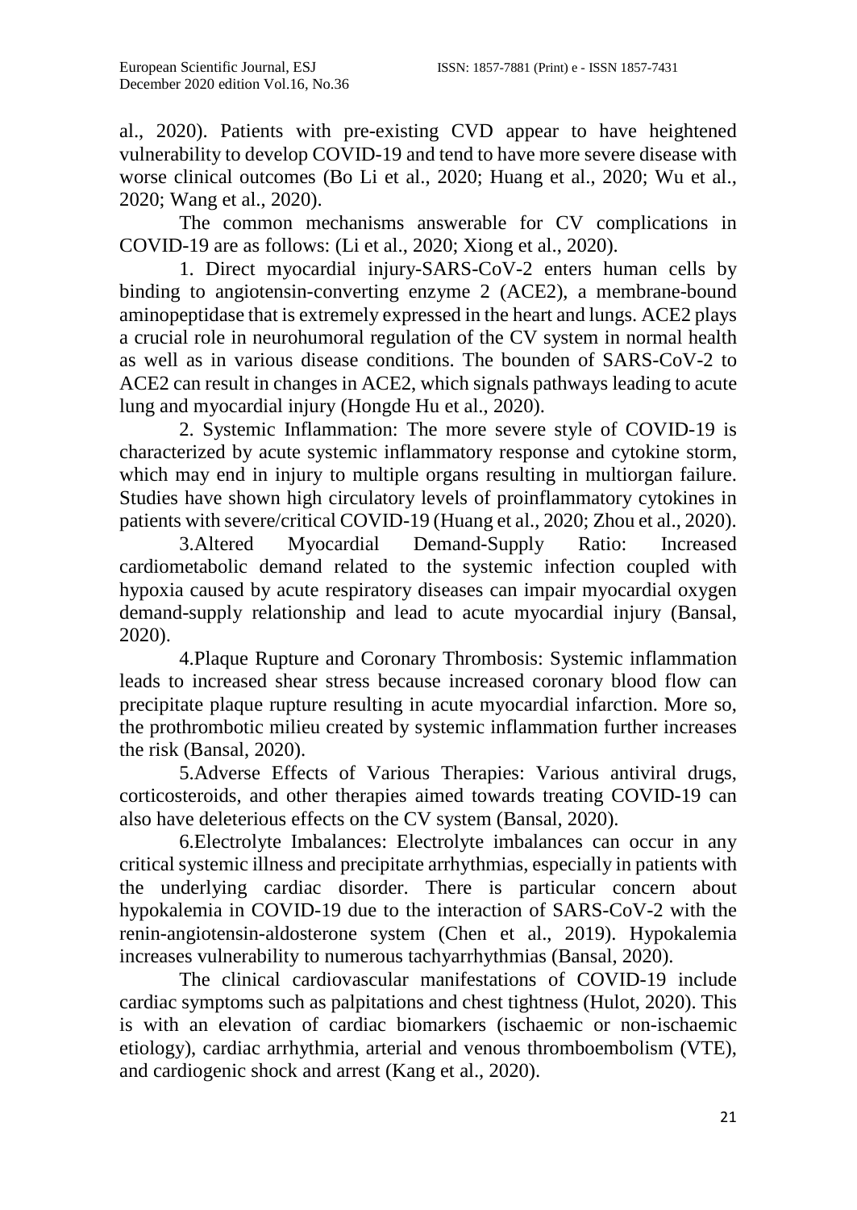al., 2020). Patients with pre-existing CVD appear to have heightened vulnerability to develop COVID-19 and tend to have more severe disease with worse clinical outcomes (Bo Li et al., 2020; Huang et al., 2020; Wu et al., 2020; Wang et al., 2020).

The common mechanisms answerable for CV complications in COVID-19 are as follows: (Li et al., 2020; Xiong et al., 2020).

1. Direct myocardial injury-SARS-CoV-2 enters human cells by binding to angiotensin-converting enzyme 2 (ACE2), a membrane-bound aminopeptidase that is extremely expressed in the heart and lungs. ACE2 plays a crucial role in neurohumoral regulation of the CV system in normal health as well as in various disease conditions. The bounden of SARS-CoV-2 to ACE2 can result in changes in ACE2, which signals pathways leading to acute lung and myocardial injury (Hongde Hu et al., 2020).

2. Systemic Inflammation: The more severe style of COVID-19 is characterized by acute systemic inflammatory response and cytokine storm, which may end in injury to multiple organs resulting in multiorgan failure. Studies have shown high circulatory levels of proinflammatory cytokines in patients with severe/critical COVID-19 (Huang et al., 2020; Zhou et al., 2020).

3.Altered Myocardial Demand-Supply Ratio: Increased cardiometabolic demand related to the systemic infection coupled with hypoxia caused by acute respiratory diseases can impair myocardial oxygen demand-supply relationship and lead to acute myocardial injury (Bansal, 2020).

4.Plaque Rupture and Coronary Thrombosis: Systemic inflammation leads to increased shear stress because increased coronary blood flow can precipitate plaque rupture resulting in acute myocardial infarction. More so, the prothrombotic milieu created by systemic inflammation further increases the risk (Bansal, 2020).

5.Adverse Effects of Various Therapies: Various antiviral drugs, corticosteroids, and other therapies aimed towards treating COVID-19 can also have deleterious effects on the CV system (Bansal, 2020).

6.Electrolyte Imbalances: Electrolyte imbalances can occur in any critical systemic illness and precipitate arrhythmias, especially in patients with the underlying cardiac disorder. There is particular concern about hypokalemia in COVID-19 due to the interaction of SARS-CoV-2 with the renin-angiotensin-aldosterone system (Chen et al., 2019). Hypokalemia increases vulnerability to numerous tachyarrhythmias (Bansal, 2020).

The clinical cardiovascular manifestations of COVID-19 include cardiac symptoms such as palpitations and chest tightness (Hulot, 2020). This is with an elevation of cardiac biomarkers (ischaemic or non-ischaemic etiology), cardiac arrhythmia, arterial and venous thromboembolism (VTE), and cardiogenic shock and arrest (Kang et al., 2020).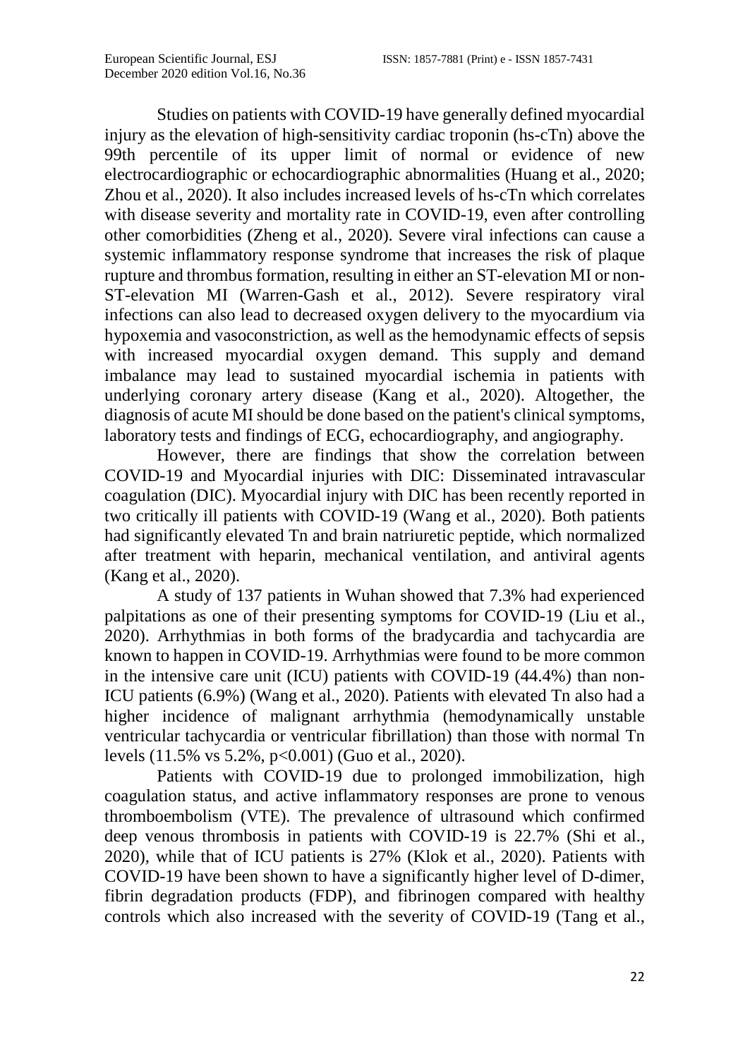Studies on patients with COVID-19 have generally defined myocardial injury as the elevation of high-sensitivity cardiac troponin (hs-cTn) above the 99th percentile of its upper limit of normal or evidence of new electrocardiographic or echocardiographic abnormalities (Huang et al., 2020; Zhou et al., 2020). It also includes increased levels of hs-cTn which correlates with disease severity and mortality rate in COVID-19, even after controlling other comorbidities (Zheng et al., 2020). Severe viral infections can cause a systemic inflammatory response syndrome that increases the risk of plaque rupture and thrombus formation, resulting in either an ST-elevation MI or non-ST-elevation MI (Warren-Gash et al., 2012). Severe respiratory viral infections can also lead to decreased oxygen delivery to the myocardium via hypoxemia and vasoconstriction, as well as the hemodynamic effects of sepsis with increased myocardial oxygen demand. This supply and demand imbalance may lead to sustained myocardial ischemia in patients with underlying coronary artery disease (Kang et al., 2020). Altogether, the diagnosis of acute MI should be done based on the patient's clinical symptoms, laboratory tests and findings of ECG, echocardiography, and angiography.

However, there are findings that show the correlation between COVID-19 and Myocardial injuries with DIC: Disseminated intravascular coagulation (DIC). Myocardial injury with DIC has been recently reported in two critically ill patients with COVID-19 (Wang et al., 2020). Both patients had significantly elevated Tn and brain natriuretic peptide, which normalized after treatment with heparin, mechanical ventilation, and antiviral agents (Kang et al., 2020).

A study of 137 patients in Wuhan showed that 7.3% had experienced palpitations as one of their presenting symptoms for COVID-19 (Liu et al., 2020). Arrhythmias in both forms of the bradycardia and tachycardia are known to happen in COVID-19. Arrhythmias were found to be more common in the intensive care unit (ICU) patients with COVID-19 (44.4%) than non-ICU patients (6.9%) (Wang et al., 2020). Patients with elevated Tn also had a higher incidence of malignant arrhythmia (hemodynamically unstable ventricular tachycardia or ventricular fibrillation) than those with normal Tn levels (11.5% vs 5.2%, $p<0.001$) (Guo et al., 2020).

Patients with COVID-19 due to prolonged immobilization, high coagulation status, and active inflammatory responses are prone to venous thromboembolism (VTE). The prevalence of ultrasound which confirmed deep venous thrombosis in patients with COVID-19 is 22.7% (Shi et al., 2020), while that of ICU patients is 27% (Klok et al., 2020). Patients with COVID-19 have been shown to have a significantly higher level of D-dimer, fibrin degradation products (FDP), and fibrinogen compared with healthy controls which also increased with the severity of COVID-19 (Tang et al.,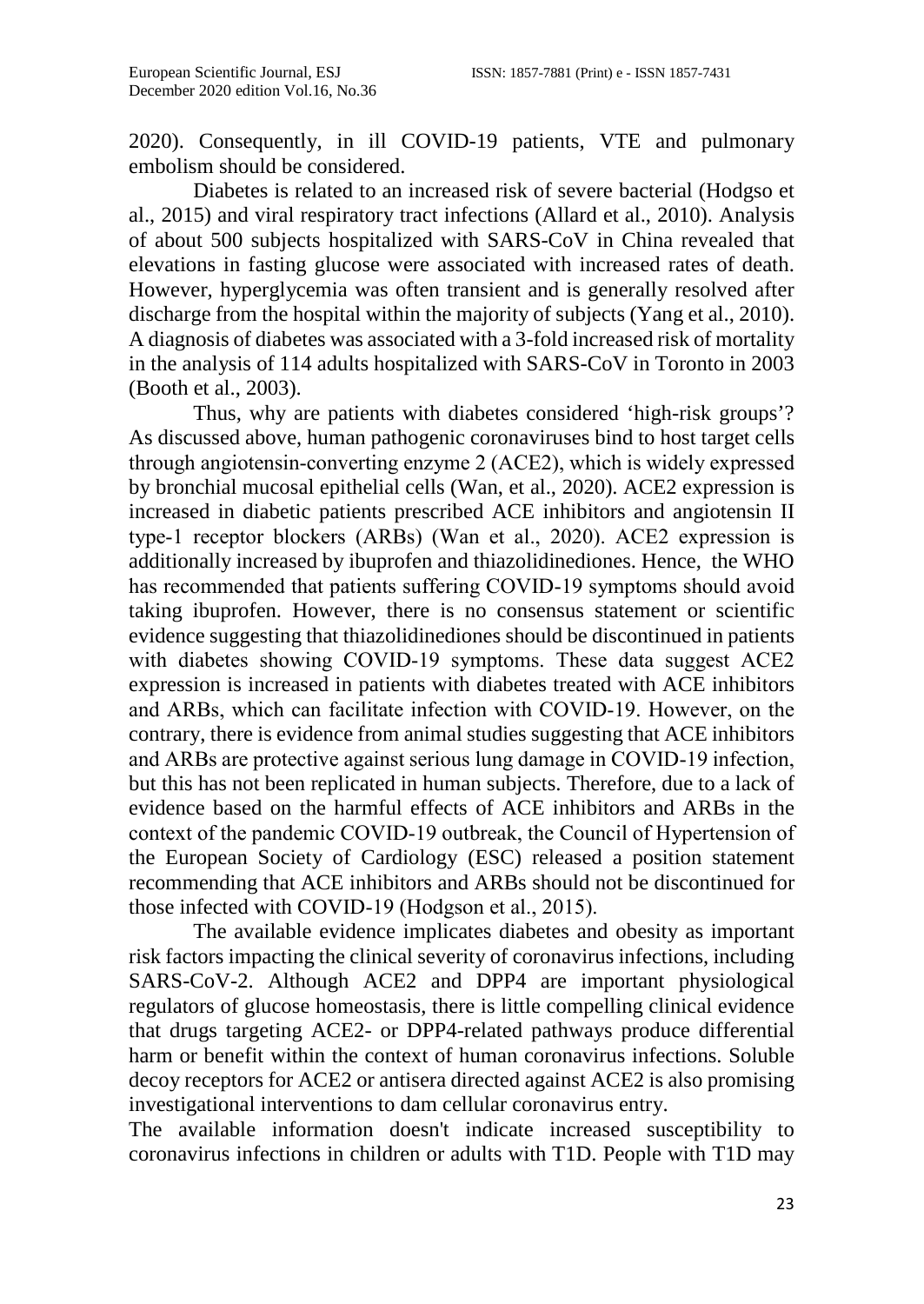2020). Consequently, in ill COVID-19 patients, VTE and pulmonary embolism should be considered.

Diabetes is related to an increased risk of severe bacterial (Hodgso et al., 2015) and viral respiratory tract infections (Allard et al., 2010). Analysis of about 500 subjects hospitalized with SARS-CoV in China revealed that elevations in fasting glucose were associated with increased rates of death. However, hyperglycemia was often transient and is generally resolved after discharge from the hospital within the majority of subjects (Yang et al., 2010). A diagnosis of diabetes was associated with a 3-fold increased risk of mortality in the analysis of 114 adults hospitalized with SARS-CoV in Toronto in 2003 (Booth et al., 2003).

Thus, why are patients with diabetes considered 'high-risk groups'? As discussed above, human pathogenic coronaviruses bind to host target cells through angiotensin-converting enzyme 2 (ACE2), which is widely expressed by bronchial mucosal epithelial cells (Wan, et al., 2020). ACE2 expression is increased in diabetic patients prescribed ACE inhibitors and angiotensin II type-1 receptor blockers (ARBs) (Wan et al., 2020). ACE2 expression is additionally increased by ibuprofen and thiazolidinediones. Hence, the WHO has recommended that patients suffering COVID-19 symptoms should avoid taking ibuprofen. However, there is no consensus statement or scientific evidence suggesting that thiazolidinediones should be discontinued in patients with diabetes showing COVID-19 symptoms. These data suggest ACE2 expression is increased in patients with diabetes treated with ACE inhibitors and ARBs, which can facilitate infection with COVID-19. However, on the contrary, there is evidence from animal studies suggesting that ACE inhibitors and ARBs are protective against serious lung damage in COVID-19 infection, but this has not been replicated in human subjects. Therefore, due to a lack of evidence based on the harmful effects of ACE inhibitors and ARBs in the context of the pandemic COVID-19 outbreak, the Council of Hypertension of the European Society of Cardiology (ESC) released a position statement recommending that ACE inhibitors and ARBs should not be discontinued for those infected with COVID-19 (Hodgson et al., 2015).

The available evidence implicates diabetes and obesity as important risk factors impacting the clinical severity of coronavirus infections, including SARS-CoV-2. Although ACE2 and DPP4 are important physiological regulators of glucose homeostasis, there is little compelling clinical evidence that drugs targeting ACE2- or DPP4-related pathways produce differential harm or benefit within the context of human coronavirus infections. Soluble decoy receptors for ACE2 or antisera directed against ACE2 is also promising investigational interventions to dam cellular coronavirus entry.

The available information doesn't indicate increased susceptibility to coronavirus infections in children or adults with T1D. People with T1D may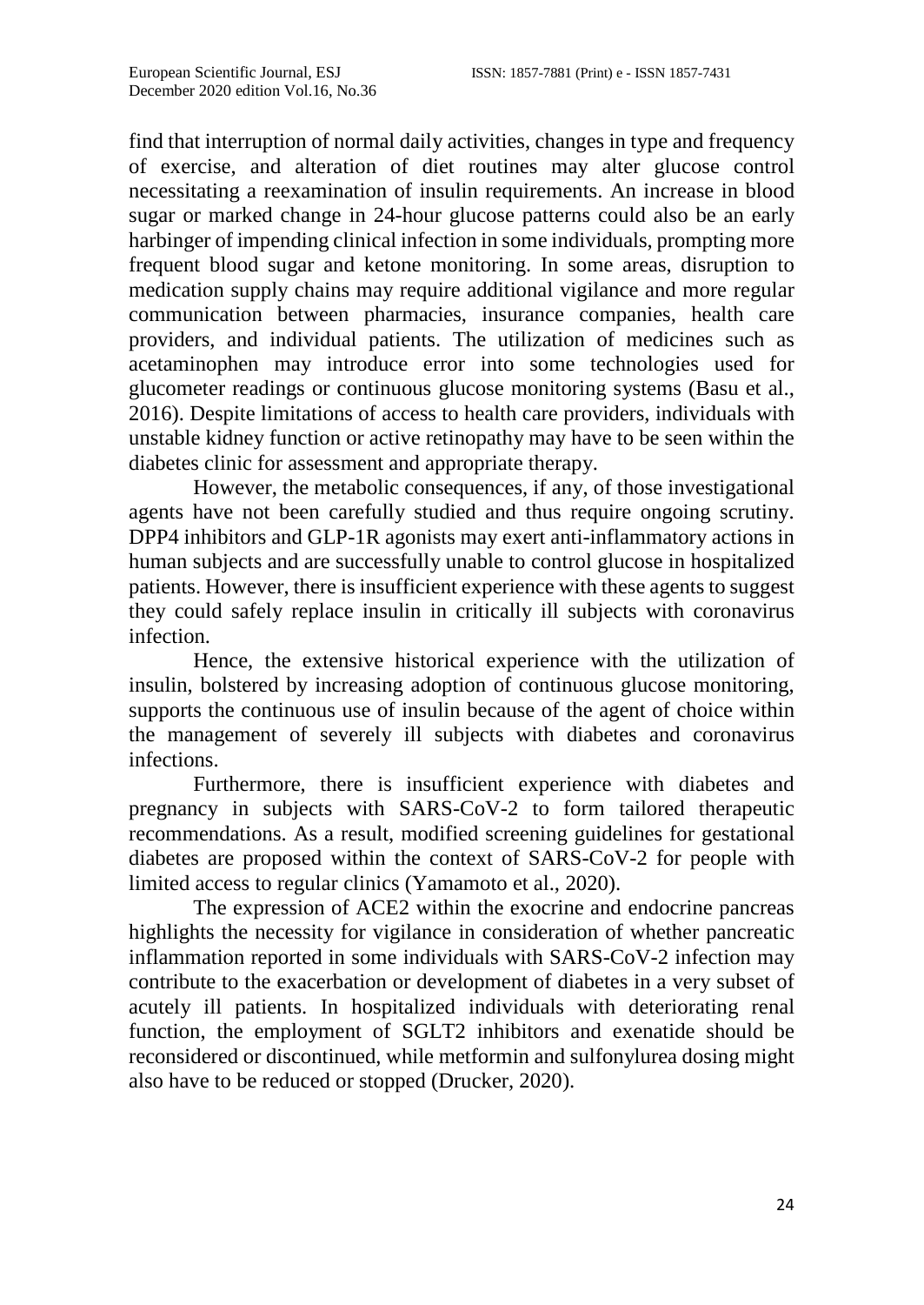find that interruption of normal daily activities, changes in type and frequency of exercise, and alteration of diet routines may alter glucose control necessitating a reexamination of insulin requirements. An increase in blood sugar or marked change in 24-hour glucose patterns could also be an early harbinger of impending clinical infection in some individuals, prompting more frequent blood sugar and ketone monitoring. In some areas, disruption to medication supply chains may require additional vigilance and more regular communication between pharmacies, insurance companies, health care providers, and individual patients. The utilization of medicines such as acetaminophen may introduce error into some technologies used for glucometer readings or continuous glucose monitoring systems (Basu et al., 2016). Despite limitations of access to health care providers, individuals with unstable kidney function or active retinopathy may have to be seen within the diabetes clinic for assessment and appropriate therapy.

However, the metabolic consequences, if any, of those investigational agents have not been carefully studied and thus require ongoing scrutiny. DPP4 inhibitors and GLP-1R agonists may exert anti-inflammatory actions in human subjects and are successfully unable to control glucose in hospitalized patients. However, there is insufficient experience with these agents to suggest they could safely replace insulin in critically ill subjects with coronavirus infection.

Hence, the extensive historical experience with the utilization of insulin, bolstered by increasing adoption of continuous glucose monitoring, supports the continuous use of insulin because of the agent of choice within the management of severely ill subjects with diabetes and coronavirus infections.

Furthermore, there is insufficient experience with diabetes and pregnancy in subjects with SARS-CoV-2 to form tailored therapeutic recommendations. As a result, modified screening guidelines for gestational diabetes are proposed within the context of SARS-CoV-2 for people with limited access to regular clinics (Yamamoto et al., 2020).

The expression of ACE2 within the exocrine and endocrine pancreas highlights the necessity for vigilance in consideration of whether pancreatic inflammation reported in some individuals with SARS-CoV-2 infection may contribute to the exacerbation or development of diabetes in a very subset of acutely ill patients. In hospitalized individuals with deteriorating renal function, the employment of SGLT2 inhibitors and exenatide should be reconsidered or discontinued, while metformin and sulfonylurea dosing might also have to be reduced or stopped (Drucker, 2020).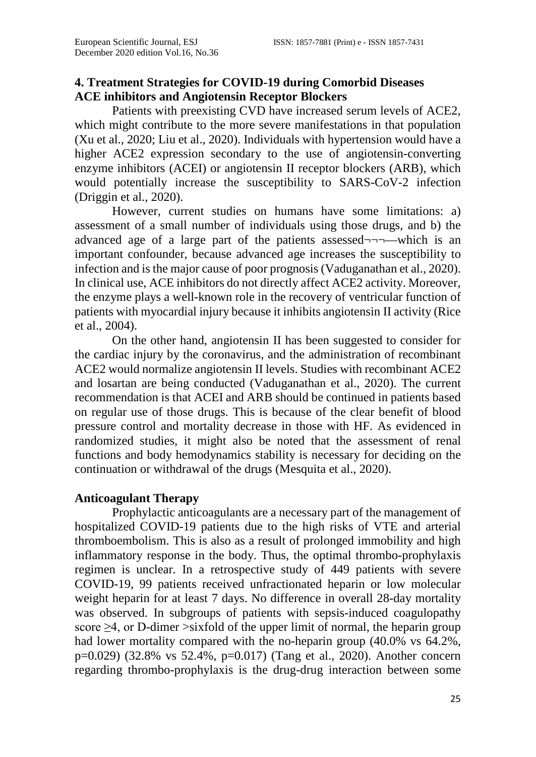## 4. Treatment Strategies for COVID-19 during Comorbid Diseases

### ACE inhibitors and Angiotensin Receptor Blockers

Patients with preexisting CVD have increased serum levels of ACE2, which might contribute to the more severe manifestations in that population (Xu et al., 2020; Liu et al., 2020). Individuals with hypertension would have a higher ACE2 expression secondary to the use of angiotensin-converting enzyme inhibitors (ACEI) or angiotensin II receptor blockers (ARB), which would potentially increase the susceptibility to SARS-CoV-2 infection (Driggin et al., 2020).

However, current studies on humans have some limitations: a) assessment of a small number of individuals using those drugs, and b) the advanced age of a large part of the patients assessed¬¬¬—which is an important confounder, because advanced age increases the susceptibility to infection and is the major cause of poor prognosis (Vaduganathan et al., 2020). In clinical use, ACE inhibitors do not directly affect ACE2 activity. Moreover, the enzyme plays a well-known role in the recovery of ventricular function of patients with myocardial injury because it inhibits angiotensin II activity (Rice et al., 2004).

On the other hand, angiotensin II has been suggested to consider for the cardiac injury by the coronavirus, and the administration of recombinant ACE2 would normalize angiotensin II levels. Studies with recombinant ACE2 and losartan are being conducted (Vaduganathan et al., 2020). The current recommendation is that ACEI and ARB should be continued in patients based on regular use of those drugs. This is because of the clear benefit of blood pressure control and mortality decrease in those with HF. As evidenced in randomized studies, it might also be noted that the assessment of renal functions and body hemodynamics stability is necessary for deciding on the continuation or withdrawal of the drugs (Mesquita et al., 2020).

### Anticoagulant Therapy

Prophylactic anticoagulants are a necessary part of the management of hospitalized COVID-19 patients due to the high risks of VTE and arterial thromboembolism. This is also as a result of prolonged immobility and high inflammatory response in the body. Thus, the optimal thrombo-prophylaxis regimen is unclear. In a retrospective study of 449 patients with severe COVID-19, 99 patients received unfractionated heparin or low molecular weight heparin for at least 7 days. No difference in overall 28-day mortality was observed. In subgroups of patients with sepsis-induced coagulopathy score ≥4, or D-dimer >sixfold of the upper limit of normal, the heparin group had lower mortality compared with the no-heparin group (40.0% vs 64.2%, p=0.029) (32.8% vs 52.4%, p=0.017) (Tang et al., 2020). Another concern regarding thrombo-prophylaxis is the drug-drug interaction between some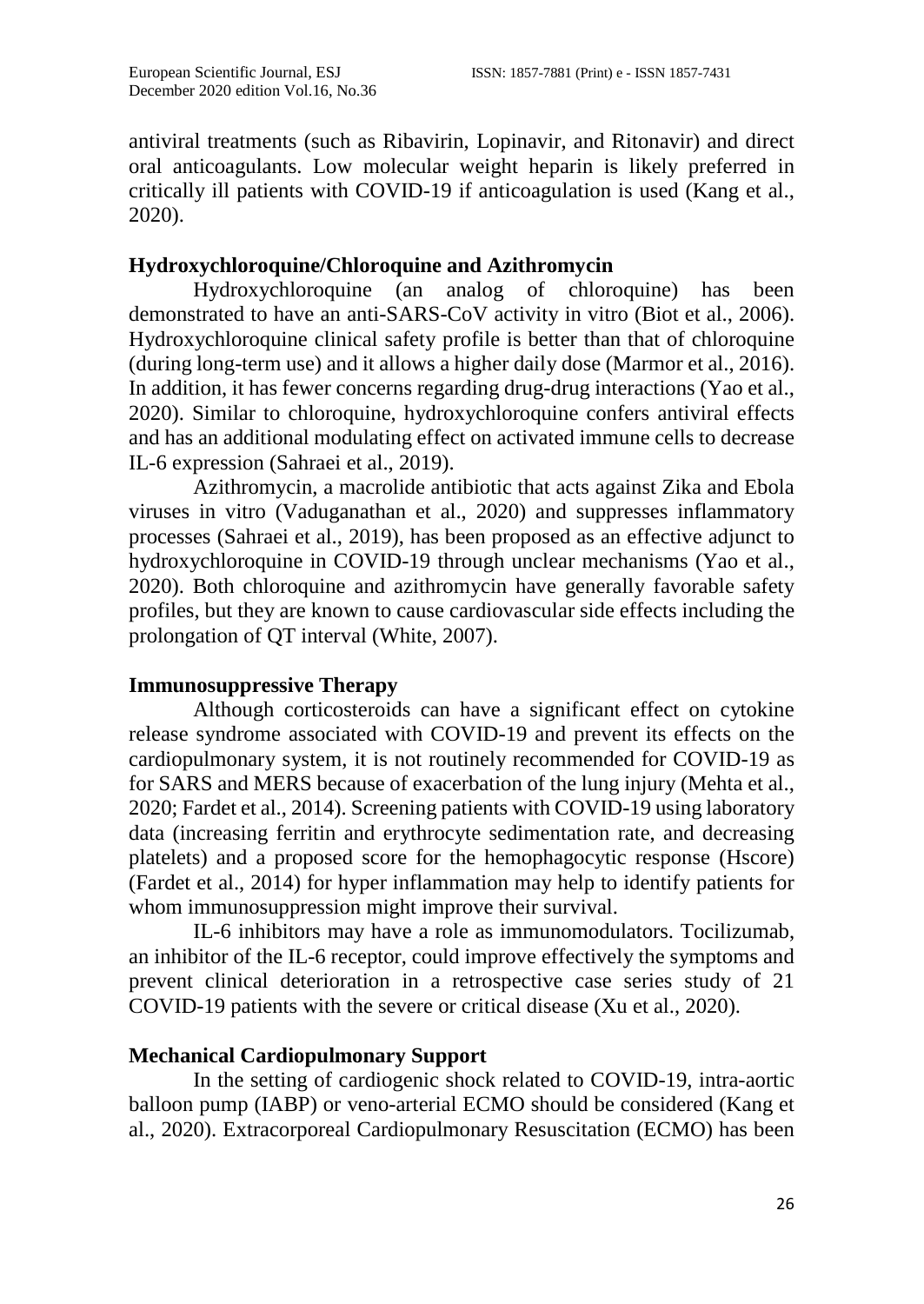antiviral treatments (such as Ribavirin, Lopinavir, and Ritonavir) and direct oral anticoagulants. Low molecular weight heparin is likely preferred in critically ill patients with COVID-19 if anticoagulation is used (Kang et al., 2020).

## Hydroxychloroquine/Chloroquine and Azithromycin

Hydroxychloroquine (an analog of chloroquine) has been demonstrated to have an anti-SARS-CoV activity in vitro (Biot et al., 2006). Hydroxychloroquine clinical safety profile is better than that of chloroquine (during long-term use) and it allows a higher daily dose (Marmor et al., 2016). In addition, it has fewer concerns regarding drug-drug interactions (Yao et al., 2020). Similar to chloroquine, hydroxychloroquine confers antiviral effects and has an additional modulating effect on activated immune cells to decrease IL-6 expression (Sahraei et al., 2019).

Azithromycin, a macrolide antibiotic that acts against Zika and Ebola viruses in vitro (Vaduganathan et al., 2020) and suppresses inflammatory processes (Sahraei et al., 2019), has been proposed as an effective adjunct to hydroxychloroquine in COVID-19 through unclear mechanisms (Yao et al., 2020). Both chloroquine and azithromycin have generally favorable safety profiles, but they are known to cause cardiovascular side effects including the prolongation of QT interval (White, 2007).

## Immunosuppressive Therapy

Although corticosteroids can have a significant effect on cytokine release syndrome associated with COVID-19 and prevent its effects on the cardiopulmonary system, it is not routinely recommended for COVID-19 as for SARS and MERS because of exacerbation of the lung injury (Mehta et al., 2020; Fardet et al., 2014). Screening patients with COVID-19 using laboratory data (increasing ferritin and erythrocyte sedimentation rate, and decreasing platelets) and a proposed score for the hemophagocytic response (Hscore) (Fardet et al., 2014) for hyper inflammation may help to identify patients for whom immunosuppression might improve their survival.

IL-6 inhibitors may have a role as immunomodulators. Tocilizumab, an inhibitor of the IL-6 receptor, could improve effectively the symptoms and prevent clinical deterioration in a retrospective case series study of 21 COVID-19 patients with the severe or critical disease (Xu et al., 2020).

## Mechanical Cardiopulmonary Support

In the setting of cardiogenic shock related to COVID-19, intra-aortic balloon pump (IABP) or veno-arterial ECMO should be considered (Kang et al., 2020). Extracorporeal Cardiopulmonary Resuscitation (ECMO) has been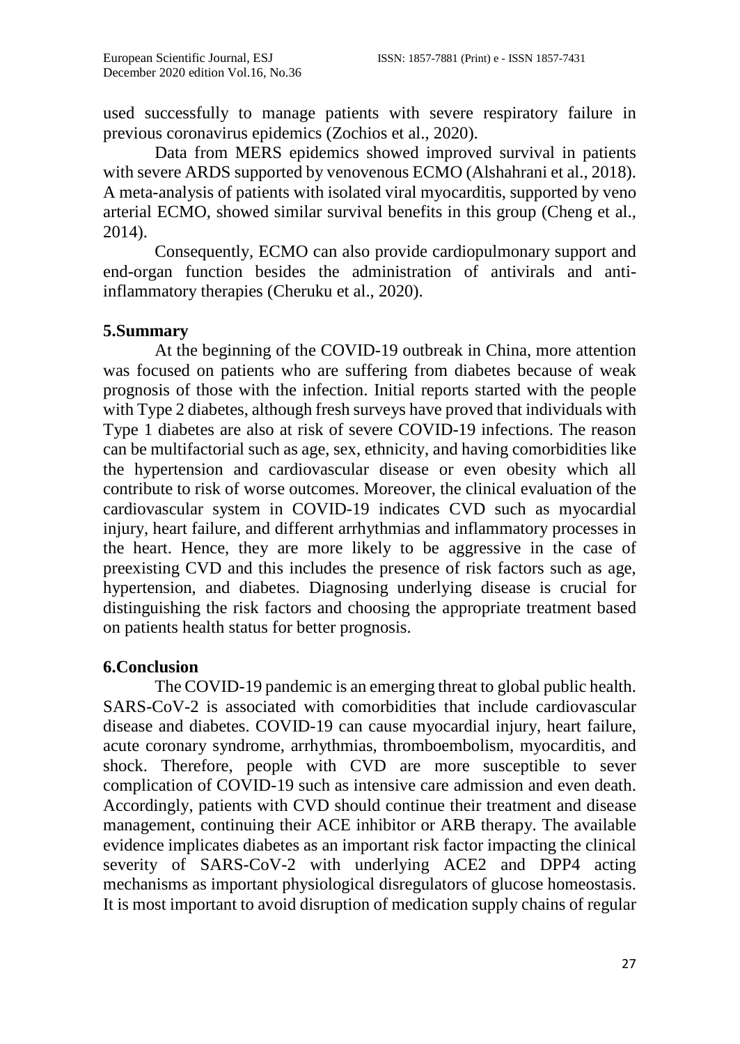used successfully to manage patients with severe respiratory failure in previous coronavirus epidemics (Zochios et al., 2020).

Data from MERS epidemics showed improved survival in patients with severe ARDS supported by venovenous ECMO (Alshahrani et al., 2018). A meta-analysis of patients with isolated viral myocarditis, supported by veno arterial ECMO, showed similar survival benefits in this group (Cheng et al., 2014).

Consequently, ECMO can also provide cardiopulmonary support and end-organ function besides the administration of antivirals and anti-inflammatory therapies (Cheruku et al., 2020).

## 5.Summary

At the beginning of the COVID-19 outbreak in China, more attention was focused on patients who are suffering from diabetes because of weak prognosis of those with the infection. Initial reports started with the people with Type 2 diabetes, although fresh surveys have proved that individuals with Type 1 diabetes are also at risk of severe COVID-19 infections. The reason can be multifactorial such as age, sex, ethnicity, and having comorbidities like the hypertension and cardiovascular disease or even obesity which all contribute to risk of worse outcomes. Moreover, the clinical evaluation of the cardiovascular system in COVID-19 indicates CVD such as myocardial injury, heart failure, and different arrhythmias and inflammatory processes in the heart. Hence, they are more likely to be aggressive in the case of preexisting CVD and this includes the presence of risk factors such as age, hypertension, and diabetes. Diagnosing underlying disease is crucial for distinguishing the risk factors and choosing the appropriate treatment based on patients health status for better prognosis.

## 6.Conclusion

The COVID-19 pandemic is an emerging threat to global public health. SARS-CoV-2 is associated with comorbidities that include cardiovascular disease and diabetes. COVID-19 can cause myocardial injury, heart failure, acute coronary syndrome, arrhythmias, thromboembolism, myocarditis, and shock. Therefore, people with CVD are more susceptible to sever complication of COVID-19 such as intensive care admission and even death. Accordingly, patients with CVD should continue their treatment and disease management, continuing their ACE inhibitor or ARB therapy. The available evidence implicates diabetes as an important risk factor impacting the clinical severity of SARS-CoV-2 with underlying ACE2 and DPP4 acting mechanisms as important physiological disregulators of glucose homeostasis. It is most important to avoid disruption of medication supply chains of regular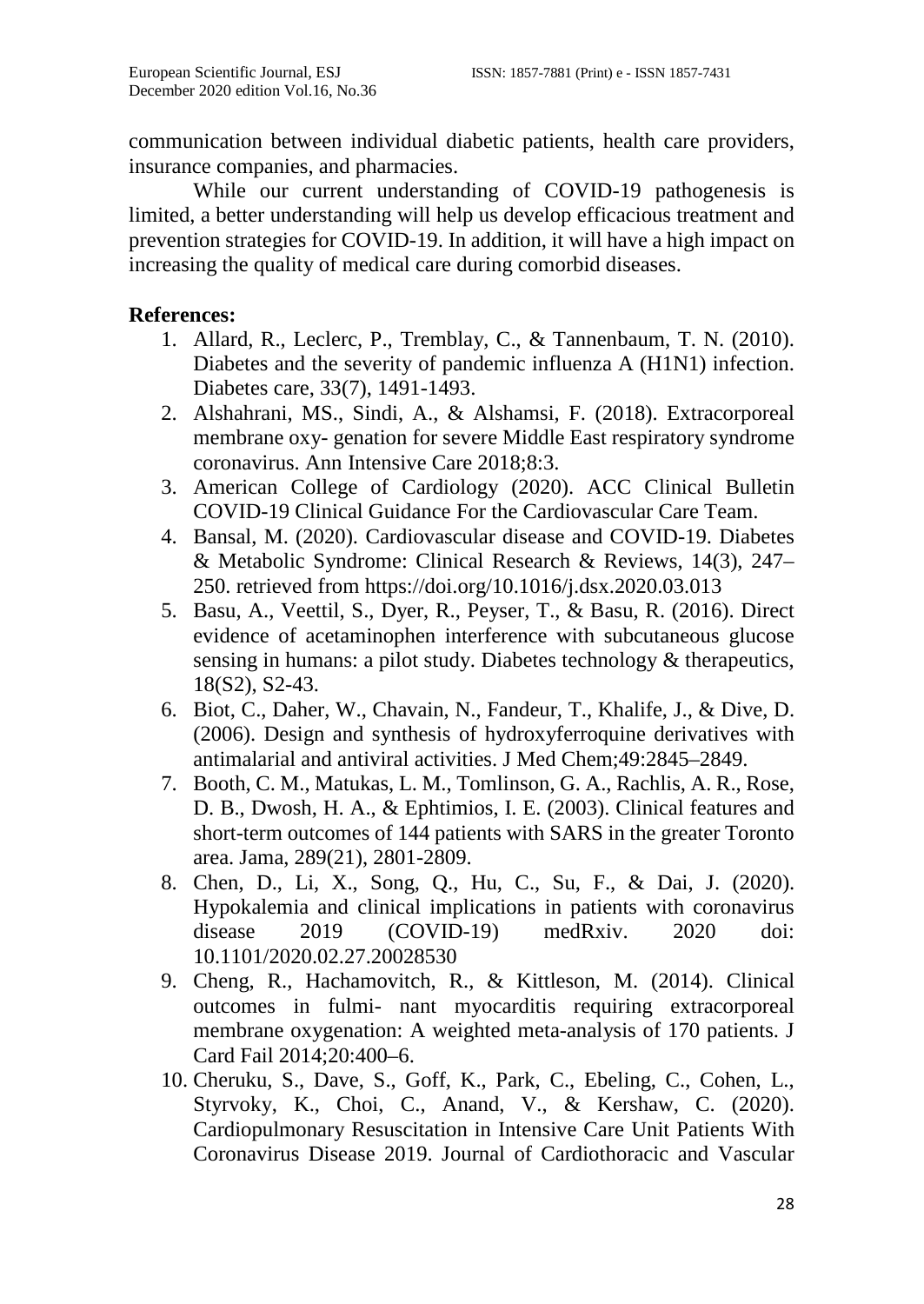communication between individual diabetic patients, health care providers, insurance companies, and pharmacies.

While our current understanding of COVID-19 pathogenesis is limited, a better understanding will help us develop efficacious treatment and prevention strategies for COVID-19. In addition, it will have a high impact on increasing the quality of medical care during comorbid diseases.

## References:

1. Allard, R., Leclerc, P., Tremblay, C., & Tannenbaum, T. N. (2010). Diabetes and the severity of pandemic influenza A (H1N1) infection. Diabetes care, 33(7), 1491-1493.
2. Alshahrani, MS., Sindi, A., & Alshamsi, F. (2018). Extracorporeal membrane oxy- genation for severe Middle East respiratory syndrome coronavirus. Ann Intensive Care 2018;8:3.
3. American College of Cardiology (2020). ACC Clinical Bulletin COVID-19 Clinical Guidance For the Cardiovascular Care Team.
4. Bansal, M. (2020). Cardiovascular disease and COVID-19. Diabetes & Metabolic Syndrome: Clinical Research & Reviews, 14(3), 247–250. retrieved from https://doi.org/10.1016/j.dsx.2020.03.013
5. Basu, A., Veettil, S., Dyer, R., Peyser, T., & Basu, R. (2016). Direct evidence of acetaminophen interference with subcutaneous glucose sensing in humans: a pilot study. Diabetes technology & therapeutics, 18(S2), S2-43.
6. Biot, C., Daher, W., Chavain, N., Fandeur, T., Khalife, J., & Dive, D. (2006). Design and synthesis of hydroxyferroquine derivatives with antimalarial and antiviral activities. J Med Chem;49:2845–2849.
7. Booth, C. M., Matukas, L. M., Tomlinson, G. A., Rachlis, A. R., Rose, D. B., Dwosh, H. A., & Ephtimios, I. E. (2003). Clinical features and short-term outcomes of 144 patients with SARS in the greater Toronto area. Jama, 289(21), 2801-2809.
8. Chen, D., Li, X., Song, Q., Hu, C., Su, F., & Dai, J. (2020). Hypokalemia and clinical implications in patients with coronavirus disease 2019 (COVID-19) medRxiv. 2020 doi: 10.1101/2020.02.27.20028530
9. Cheng, R., Hachamovitch, R., & Kittleson, M. (2014). Clinical outcomes in fulmi- nant myocarditis requiring extracorporeal membrane oxygenation: A weighted meta-analysis of 170 patients. J Card Fail 2014;20:400–6.
10. Cheruku, S., Dave, S., Goff, K., Park, C., Ebeling, C., Cohen, L., Styrvoky, K., Choi, C., Anand, V., & Kershaw, C. (2020). Cardiopulmonary Resuscitation in Intensive Care Unit Patients With Coronavirus Disease 2019. Journal of Cardiothoracic and Vascular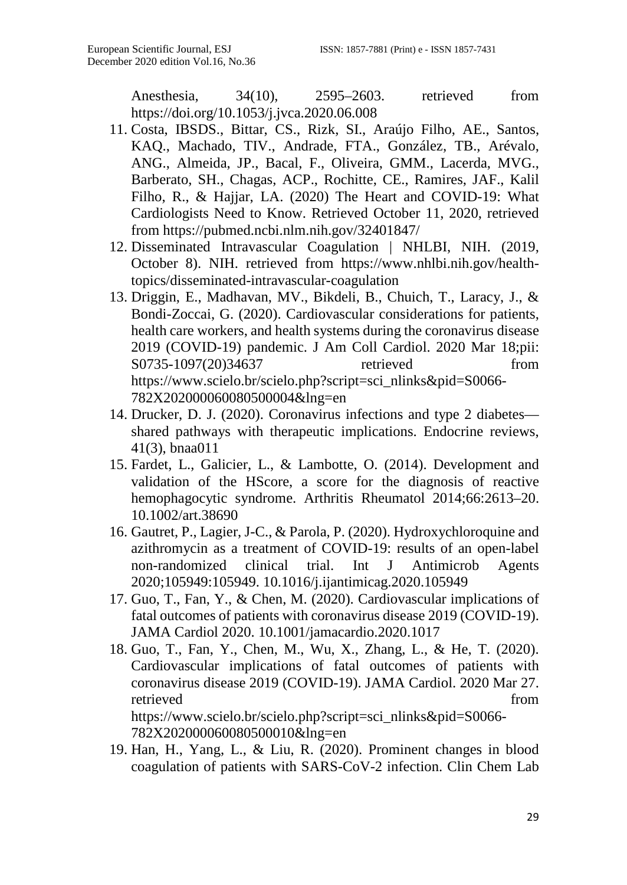Anesthesia, 34(10), 2595–2603. retrieved from https://doi.org/10.1053/j.jvca.2020.06.008

11. Costa, IBSDS., Bittar, CS., Rizk, SI., Araújo Filho, AE., Santos, KAQ., Machado, TIV., Andrade, FTA., González, TB., Arévalo, ANG., Almeida, JP., Bacal, F., Oliveira, GMM., Lacerda, MVG., Barberato, SH., Chagas, ACP., Rochitte, CE., Ramires, JAF., Kalil Filho, R., & Hajjar, LA. (2020) The Heart and COVID-19: What Cardiologists Need to Know. Retrieved October 11, 2020, retrieved from https://pubmed.ncbi.nlm.nih.gov/32401847/
12. Disseminated Intravascular Coagulation | NHLBI, NIH. (2019, October 8). NIH. retrieved from https://www.nhlbi.nih.gov/health-topics/disseminated-intravascular-coagulation
13. Driggin, E., Madhavan, MV., Bikdeli, B., Chuich, T., Laracy, J., & Bondi-Zoccai, G. (2020). Cardiovascular considerations for patients, health care workers, and health systems during the coronavirus disease 2019 (COVID-19) pandemic. J Am Coll Cardiol. 2020 Mar 18;pii: S0735-1097(20)34637 retrieved from https://www.scielo.br/scielo.php?script=sci_nlinks&pid=S0066-782X202000060080500004&lng=en
14. Drucker, D. J. (2020). Coronavirus infections and type 2 diabetes—shared pathways with therapeutic implications. Endocrine reviews, 41(3), bnaa011
15. Fardet, L., Galicier, L., & Lambotte, O. (2014). Development and validation of the HScore, a score for the diagnosis of reactive hemophagocytic syndrome. Arthritis Rheumatol 2014;66:2613–20. 10.1002/art.38690
16. Gautret, P., Lagier, J-C., & Parola, P. (2020). Hydroxychloroquine and azithromycin as a treatment of COVID-19: results of an open-label non-randomized clinical trial. Int J Antimicrob Agents 2020;105949:105949. 10.1016/j.ijantimicag.2020.105949
17. Guo, T., Fan, Y., & Chen, M. (2020). Cardiovascular implications of fatal outcomes of patients with coronavirus disease 2019 (COVID-19). JAMA Cardiol 2020. 10.1001/jamacardio.2020.1017
18. Guo, T., Fan, Y., Chen, M., Wu, X., Zhang, L., & He, T. (2020). Cardiovascular implications of fatal outcomes of patients with coronavirus disease 2019 (COVID-19). JAMA Cardiol. 2020 Mar 27. retrieved from https://www.scielo.br/scielo.php?script=sci_nlinks&pid=S0066-782X202000060080500010&lng=en
19. Han, H., Yang, L., & Liu, R. (2020). Prominent changes in blood coagulation of patients with SARS-CoV-2 infection. Clin Chem Lab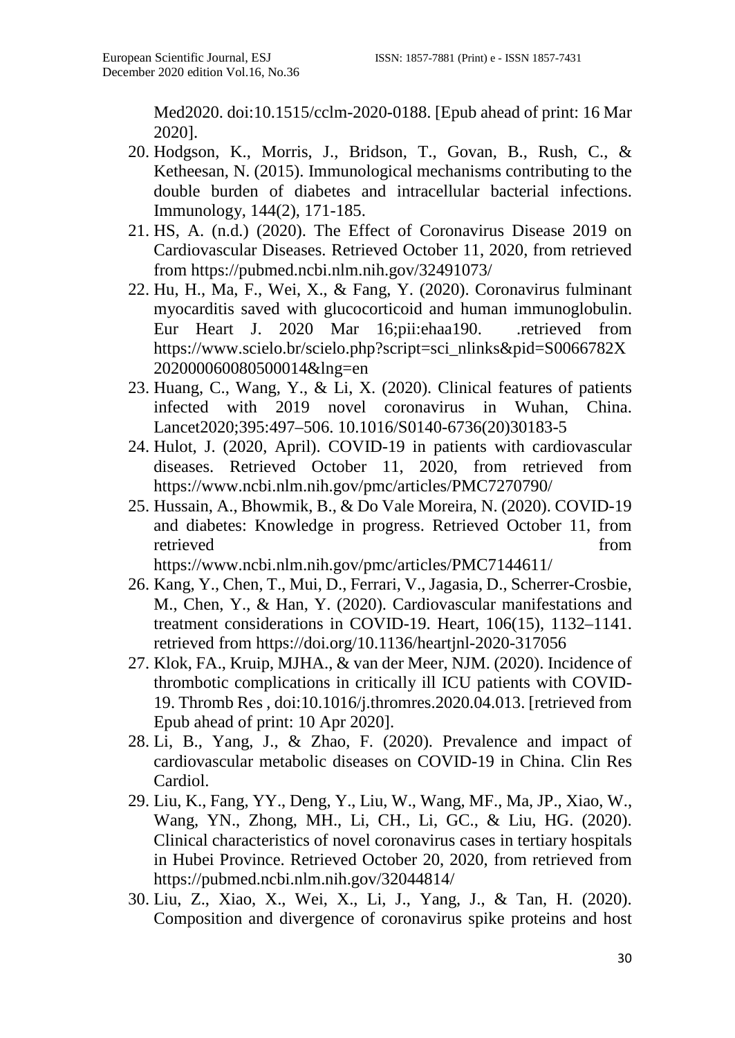Med2020. doi:10.1515/cclm-2020-0188. [Epub ahead of print: 16 Mar 2020].

20. Hodgson, K., Morris, J., Bridson, T., Govan, B., Rush, C., & Ketheesan, N. (2015). Immunological mechanisms contributing to the double burden of diabetes and intracellular bacterial infections. Immunology, 144(2), 171-185.
21. HS, A. (n.d.) (2020). The Effect of Coronavirus Disease 2019 on Cardiovascular Diseases. Retrieved October 11, 2020, from retrieved from https://pubmed.ncbi.nlm.nih.gov/32491073/
22. Hu, H., Ma, F., Wei, X., & Fang, Y. (2020). Coronavirus fulminant myocarditis saved with glucocorticoid and human immunoglobulin. Eur Heart J. 2020 Mar 16;pii:ehaa190. .retrieved from https://www.scielo.br/scielo.php?script=sci_nlinks&pid=S0066782X202000060080500014&lng=en
23. Huang, C., Wang, Y., & Li, X. (2020). Clinical features of patients infected with 2019 novel coronavirus in Wuhan, China. Lancet2020;395:497–506. 10.1016/S0140-6736(20)30183-5
24. Hulot, J. (2020, April). COVID-19 in patients with cardiovascular diseases. Retrieved October 11, 2020, from retrieved from https://www.ncbi.nlm.nih.gov/pmc/articles/PMC7270790/
25. Hussain, A., Bhowmik, B., & Do Vale Moreira, N. (2020). COVID-19 and diabetes: Knowledge in progress. Retrieved October 11, from retrieved from https://www.ncbi.nlm.nih.gov/pmc/articles/PMC7144611/
26. Kang, Y., Chen, T., Mui, D., Ferrari, V., Jagasia, D., Scherrer-Crosbie, M., Chen, Y., & Han, Y. (2020). Cardiovascular manifestations and treatment considerations in COVID-19. Heart, 106(15), 1132–1141. retrieved from https://doi.org/10.1136/heartjnl-2020-317056
27. Klok, FA., Kruip, MJHA., & van der Meer, NJM. (2020). Incidence of thrombotic complications in critically ill ICU patients with COVID-19. Thromb Res , doi:10.1016/j.thromres.2020.04.013. [retrieved from Epub ahead of print: 10 Apr 2020].
28. Li, B., Yang, J., & Zhao, F. (2020). Prevalence and impact of cardiovascular metabolic diseases on COVID-19 in China. Clin Res Cardiol.
29. Liu, K., Fang, YY., Deng, Y., Liu, W., Wang, MF., Ma, JP., Xiao, W., Wang, YN., Zhong, MH., Li, CH., Li, GC., & Liu, HG. (2020). Clinical characteristics of novel coronavirus cases in tertiary hospitals in Hubei Province. Retrieved October 20, 2020, from retrieved from https://pubmed.ncbi.nlm.nih.gov/32044814/
30. Liu, Z., Xiao, X., Wei, X., Li, J., Yang, J., & Tan, H. (2020). Composition and divergence of coronavirus spike proteins and host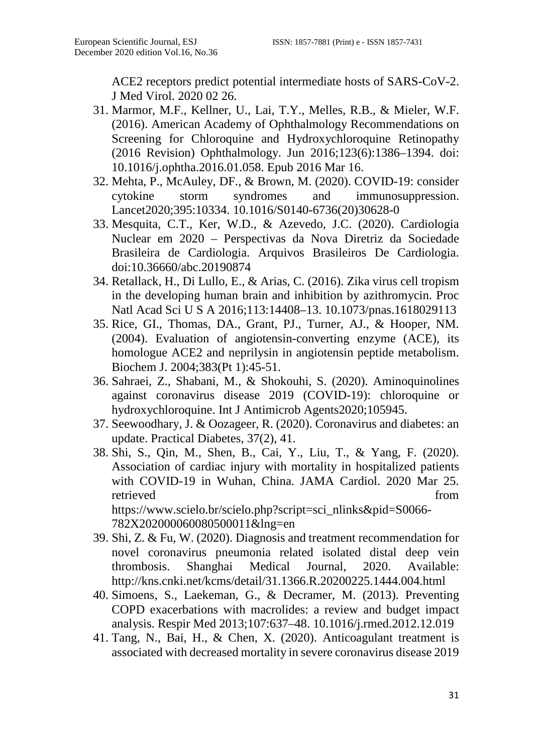ACE2 receptors predict potential intermediate hosts of SARS-CoV-2. J Med Virol. 2020 02 26.

31. Marmor, M.F., Kellner, U., Lai, T.Y., Melles, R.B., & Mieler, W.F. (2016). American Academy of Ophthalmology Recommendations on Screening for Chloroquine and Hydroxychloroquine Retinopathy (2016 Revision) Ophthalmology. Jun 2016;123(6):1386–1394. doi: 10.1016/j.ophtha.2016.01.058. Epub 2016 Mar 16.
32. Mehta, P., McAuley, DF., & Brown, M. (2020). COVID-19: consider cytokine storm syndromes and immunosuppression. Lancet2020;395:10334. 10.1016/S0140-6736(20)30628-0
33. Mesquita, C.T., Ker, W.D., & Azevedo, J.C. (2020). Cardiologia Nuclear em 2020 – Perspectivas da Nova Diretriz da Sociedade Brasileira de Cardiologia. Arquivos Brasileiros De Cardiologia. doi:10.36660/abc.20190874
34. Retallack, H., Di Lullo, E., & Arias, C. (2016). Zika virus cell tropism in the developing human brain and inhibition by azithromycin. Proc Natl Acad Sci U S A 2016;113:14408–13. 10.1073/pnas.1618029113
35. Rice, GI., Thomas, DA., Grant, PJ., Turner, AJ., & Hooper, NM. (2004). Evaluation of angiotensin-converting enzyme (ACE), its homologue ACE2 and neprilysin in angiotensin peptide metabolism. Biochem J. 2004;383(Pt 1):45-51.
36. Sahraei, Z., Shabani, M., & Shokouhi, S. (2020). Aminoquinolines against coronavirus disease 2019 (COVID-19): chloroquine or hydroxychloroquine. Int J Antimicrob Agents2020;105945.
37. Seewoodhary, J. & Oozageer, R. (2020). Coronavirus and diabetes: an update. Practical Diabetes, 37(2), 41.
38. Shi, S., Qin, M., Shen, B., Cai, Y., Liu, T., & Yang, F. (2020). Association of cardiac injury with mortality in hospitalized patients with COVID-19 in Wuhan, China. JAMA Cardiol. 2020 Mar 25. retrieved from https://www.scielo.br/scielo.php?script=sci_nlinks&pid=S0066-782X2020000600805000011&lng=en
39. Shi, Z. & Fu, W. (2020). Diagnosis and treatment recommendation for novel coronavirus pneumonia related isolated distal deep vein thrombosis. Shanghai Medical Journal, 2020. Available: http://kns.cnki.net/kcms/detail/31.1366.R.20200225.1444.004.html
40. Simoens, S., Laekeman, G., & Decramer, M. (2013). Preventing COPD exacerbations with macrolides: a review and budget impact analysis. Respir Med 2013;107:637–48. 10.1016/j.rmed.2012.12.019
41. Tang, N., Bai, H., & Chen, X. (2020). Anticoagulant treatment is associated with decreased mortality in severe coronavirus disease 2019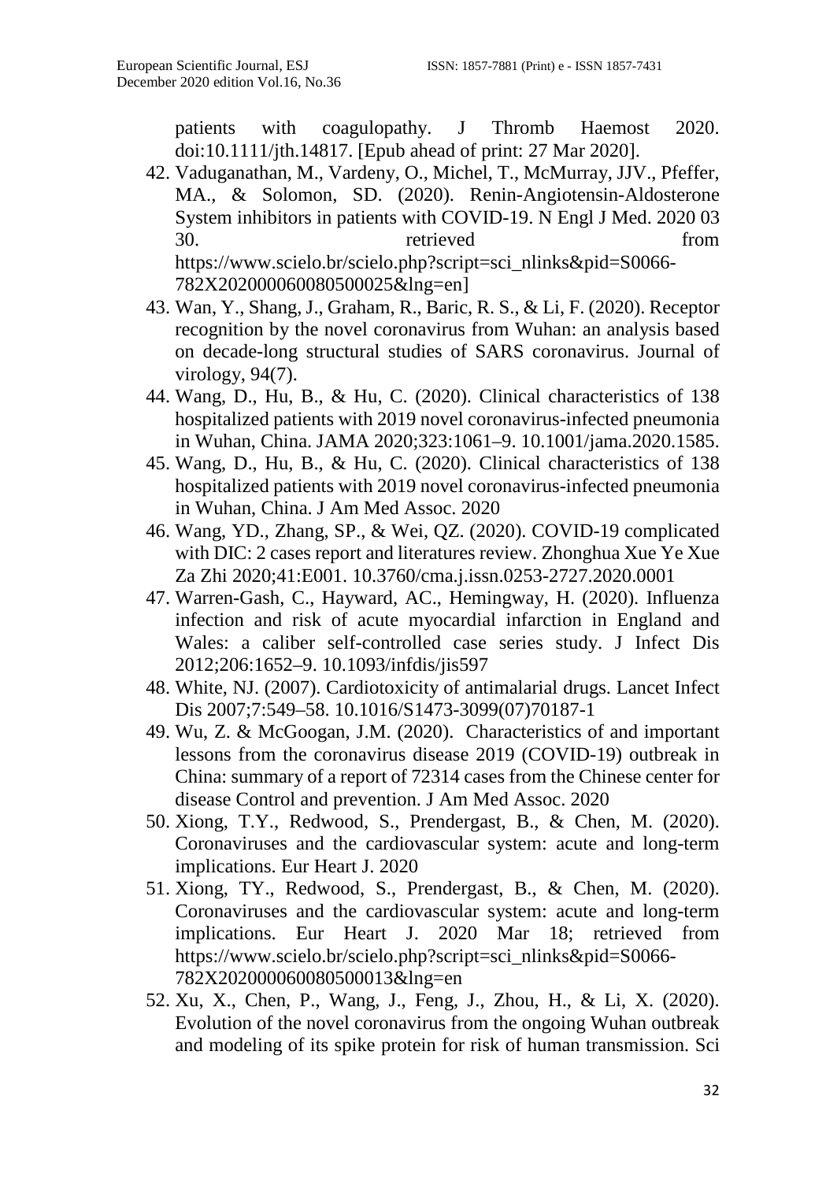patients with coagulopathy. J Thromb Haemost 2020. doi:10.1111/jth.14817. [Epub ahead of print: 27 Mar 2020].

42. Vaduganathan, M., Vardeny, O., Michel, T., McMurray, JJV., Pfeffer, MA., & Solomon, SD. (2020). Renin-Angiotensin-Aldosterone System inhibitors in patients with COVID-19. N Engl J Med. 2020 03 30. retrieved from https://www.scielo.br/scielo.php?script=sci_nlinks&pid=S0066-782X2020000600805000025&lng=en]
43. Wan, Y., Shang, J., Graham, R., Baric, R. S., & Li, F. (2020). Receptor recognition by the novel coronavirus from Wuhan: an analysis based on decade-long structural studies of SARS coronavirus. Journal of virology, 94(7).
44. Wang, D., Hu, B., & Hu, C. (2020). Clinical characteristics of 138 hospitalized patients with 2019 novel coronavirus-infected pneumonia in Wuhan, China. JAMA 2020;323:1061–9. 10.1001/jama.2020.1585.
45. Wang, D., Hu, B., & Hu, C. (2020). Clinical characteristics of 138 hospitalized patients with 2019 novel coronavirus-infected pneumonia in Wuhan, China. J Am Med Assoc. 2020
46. Wang, YD., Zhang, SP., & Wei, QZ. (2020). COVID-19 complicated with DIC: 2 cases report and literatures review. Zhonghua Xue Ye Xue Za Zhi 2020;41:E001. 10.3760/cma.j.issn.0253-2727.2020.0001
47. Warren-Gash, C., Hayward, AC., Hemingway, H. (2020). Influenza infection and risk of acute myocardial infarction in England and Wales: a caliber self-controlled case series study. J Infect Dis 2012;206:1652–9. 10.1093/infdis/jis597
48. White, NJ. (2007). Cardiotoxicity of antimalarial drugs. Lancet Infect Dis 2007;7:549–58. 10.1016/S1473-3099(07)70187-1
49. Wu, Z. & McGoogan, J.M. (2020). Characteristics of and important lessons from the coronavirus disease 2019 (COVID-19) outbreak in China: summary of a report of 72314 cases from the Chinese center for disease Control and prevention. J Am Med Assoc. 2020
50. Xiong, T.Y., Redwood, S., Prendergast, B., & Chen, M. (2020). Coronaviruses and the cardiovascular system: acute and long-term implications. Eur Heart J. 2020
51. Xiong, TY., Redwood, S., Prendergast, B., & Chen, M. (2020). Coronaviruses and the cardiovascular system: acute and long-term implications. Eur Heart J. 2020 Mar 18; retrieved from https://www.scielo.br/scielo.php?script=sci_nlinks&pid=S0066-782X2020000600805000013&lng=en
52. Xu, X., Chen, P., Wang, J., Feng, J., Zhou, H., & Li, X. (2020). Evolution of the novel coronavirus from the ongoing Wuhan outbreak and modeling of its spike protein for risk of human transmission. Sci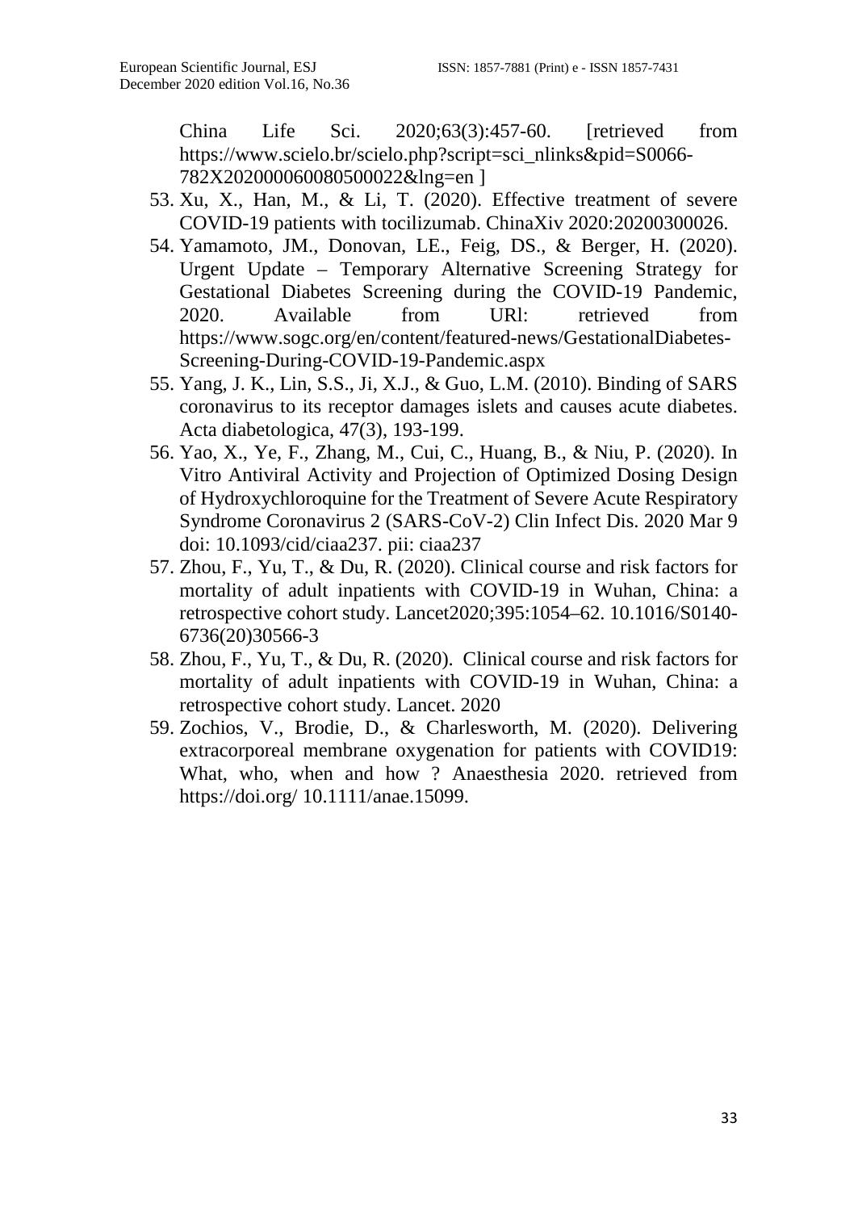China Life Sci. 2020;63(3):457-60. [retrieved from https://www.scielo.br/scielo.php?script=sci_nlinks&pid=S0066-782X2020000600805000022&lng=en ]

53. Xu, X., Han, M., & Li, T. (2020). Effective treatment of severe COVID-19 patients with tocilizumab. ChinaXiv 2020:20200300026.
54. Yamamoto, JM., Donovan, LE., Feig, DS., & Berger, H. (2020). Urgent Update – Temporary Alternative Screening Strategy for Gestational Diabetes Screening during the COVID-19 Pandemic, 2020. Available from URl: retrieved from https://www.sogc.org/en/content/featured-news/GestationalDiabetes-Screening-During-COVID-19-Pandemic.aspx
55. Yang, J. K., Lin, S.S., Ji, X.J., & Guo, L.M. (2010). Binding of SARS coronavirus to its receptor damages islets and causes acute diabetes. Acta diabetologica, 47(3), 193-199.
56. Yao, X., Ye, F., Zhang, M., Cui, C., Huang, B., & Niu, P. (2020). In Vitro Antiviral Activity and Projection of Optimized Dosing Design of Hydroxychloroquine for the Treatment of Severe Acute Respiratory Syndrome Coronavirus 2 (SARS-CoV-2) Clin Infect Dis. 2020 Mar 9 doi: 10.1093/cid/ciaa237. pii: ciaa237
57. Zhou, F., Yu, T., & Du, R. (2020). Clinical course and risk factors for mortality of adult inpatients with COVID-19 in Wuhan, China: a retrospective cohort study. Lancet2020;395:1054–62. 10.1016/S0140-6736(20)30566-3
58. Zhou, F., Yu, T., & Du, R. (2020). Clinical course and risk factors for mortality of adult inpatients with COVID-19 in Wuhan, China: a retrospective cohort study. Lancet. 2020
59. Zochios, V., Brodie, D., & Charlesworth, M. (2020). Delivering extracorporeal membrane oxygenation for patients with COVID19: What, who, when and how ? Anaesthesia 2020. retrieved from https://doi.org/ 10.1111/anae.15099.